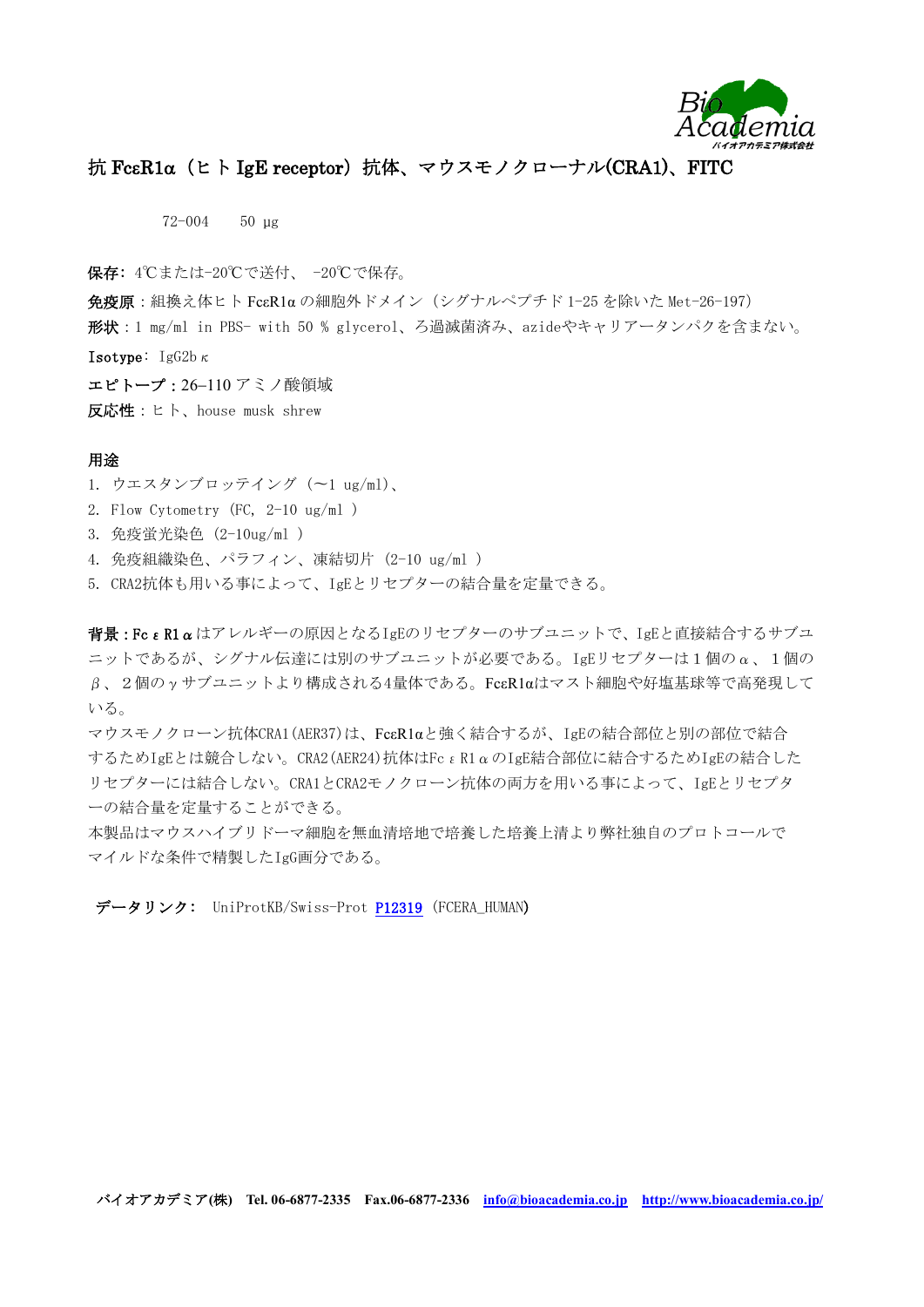# 抗 FcεR1α（ヒト IgE receptor）抗体、マウスモノクローナル(CRA1)、FITC

72-004　50 µg

**保存**: 4℃または-20℃で送付、 -20℃で保存。

**免疫原**：組換え体ヒト FcεR1α の細胞外ドメイン（シグナルペプチド 1-25 を除いた Met-26-197）

**形状**：1 mg/ml in PBS- with 50 % glycerol、ろ過滅菌済み、azideやキャリアータンパクを含まない。

**Isotype**: IgG2b κ

**エピトープ**：26–110 アミノ酸領域

**反応性**：ヒト、house musk shrew

## 用途

1. ウエスタンブロッテイング（～1 ug/ml）、
2. Flow Cytometry (FC, 2-10 ug/ml )
3. 免疫蛍光染色 (2-10ug/ml )
4. 免疫組織染色、パラフィン、凍結切片 (2-10 ug/ml )
5. CRA2抗体も用いる事によって、IgEとリセプターの結合量を定量できる。

**背景**：Fc ε R1 α はアレルギーの原因となるIgEのリセプターのサブユニットで、IgEと直接結合するサブユニットであるが、シグナル伝達には別のサブユニットが必要である。IgEリセプターは１個のα、１個のβ、２個のγサブユニットより構成される4量体である。FcεR1αはマスト細胞や好塩基球等で高発現している。

マウスモノクローン抗体CRA1(AER37)は、FcεR1αと強く結合するが、IgEの結合部位と別の部位で結合するためIgEとは競合しない。CRA2(AER24)抗体はFc ε R1 α のIgE結合部位に結合するためIgEの結合したリセプターには結合しない。CRA1とCRA2モノクローン抗体の両方を用いる事によって、IgEとリセプターの結合量を定量することができる。

本製品はマウスハイブリドーマ細胞を無血清培地で培養した培養上清より弊社独自のプロトコールでマイルドな条件で精製したIgG画分である。

**データリンク**: UniProtKB/Swiss-Prot P12319 (FCERA_HUMAN)

パイオアカデミア(株)　Tel. 06-6877-2335　Fax.06-6877-2336　info@bioacademia.co.jp　http://www.bioacademia.co.jp/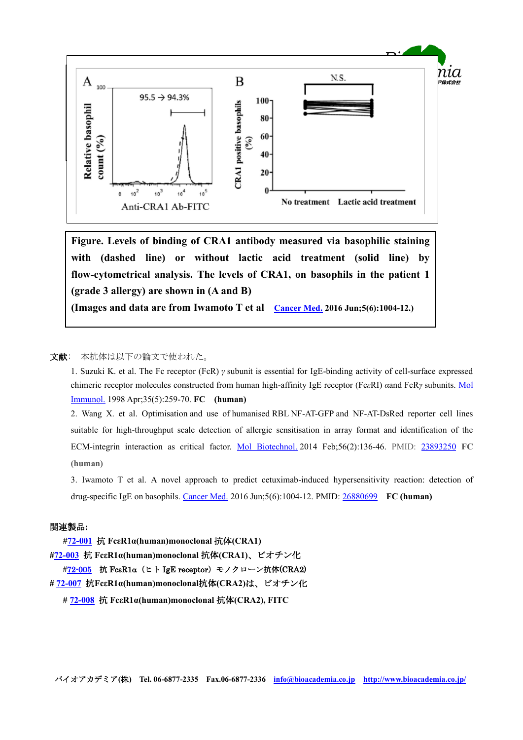A

100

95.5 → 94.3%

Relative basophil count (%)

0 $10^2$ $10^3$ $10^4$ $10^5$

Anti-CRA1 Ab-FITC

B

N.S.

CRA1 positive basophils (%)

100 80 60 40 20 0

No treatment Lactic acid treatment

**Figure. Levels of binding of CRA1 antibody measured via basophilic staining with (dashed line) or without lactic acid treatment (solid line) by flow-cytometrical analysis. The levels of CRA1, on basophils in the patient 1 (grade 3 allergy) are shown in (A and B)**

**(Images and data are from Iwamoto T et al Cancer Med. 2016 Jun;5(6):1004-12.)**

**文献**: 本抗体は以下の論文で使われた。

1. Suzuki K. et al. The Fc receptor (FcR) $\gamma$ subunit is essential for IgE-binding activity of cell-surface expressed chimeric receptor molecules constructed from human high-affinity IgE receptor (FcεRI) $\alpha$and FcR$\gamma$ subunits. Mol Immunol. 1998 Apr;35(5):259-70. **FC (human)**

2. Wang X. et al. Optimisation and use of humanised RBL NF-AT-GFP and NF-AT-DsRed reporter cell lines suitable for high-throughput scale detection of allergic sensitisation in array format and identification of the ECM-integrin interaction as critical factor. Mol Biotechnol. 2014 Feb;56(2):136-46. PMID: 23893250 **FC (human)**

3. Iwamoto T et al. A novel approach to predict cetuximab-induced hypersensitivity reaction: detection of drug-specific IgE on basophils. Cancer Med. 2016 Jun;5(6):1004-12. PMID: 26880699 **FC (human)**

**関連製品:**

**#72-001 抗 FcεR1α(human)monoclonal 抗体(CRA1)**

**#72-003 抗 FcεR1α(human)monoclonal 抗体(CRA1)、ビオチン化**

**#72-005 抗 FcεR1α（ヒト IgE receptor）モノクローン抗体(CRA2)**

**# 72-007 抗FcεR1α(human)monoclonal抗体(CRA2)は、ビオチン化**

**# 72-008 抗 FcεR1α(human)monoclonal 抗体(CRA2), FITC**

**バイオアカデミア(株) Tel. 06-6877-2335 Fax.06-6877-2336 info@bioacademia.co.jp http://www.bioacademia.co.jp/**